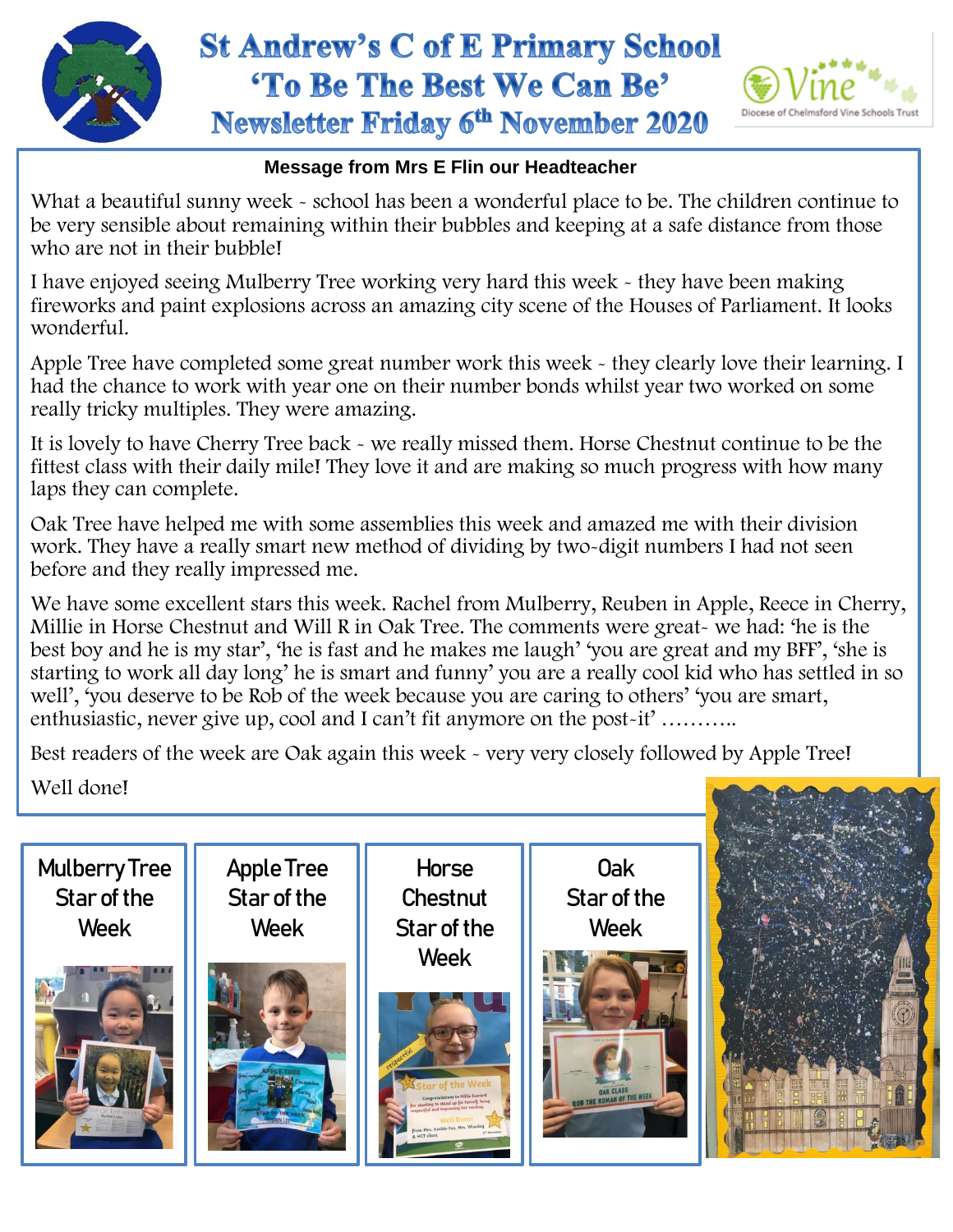# St Andrew's C of E Primary School
## 'To Be The Best We Can Be'
## Newsletter Friday 6th November 2020

Vine — Diocese of Chelmsford Vine Schools Trust

**Message from Mrs E Flin our Headteacher**

What a beautiful sunny week - school has been a wonderful place to be. The children continue to be very sensible about remaining within their bubbles and keeping at a safe distance from those who are not in their bubble!

I have enjoyed seeing Mulberry Tree working very hard this week - they have been making fireworks and paint explosions across an amazing city scene of the Houses of Parliament. It looks wonderful.

Apple Tree have completed some great number work this week - they clearly love their learning. I had the chance to work with year one on their number bonds whilst year two worked on some really tricky multiples. They were amazing.

It is lovely to have Cherry Tree back - we really missed them. Horse Chestnut continue to be the fittest class with their daily mile! They love it and are making so much progress with how many laps they can complete.

Oak Tree have helped me with some assemblies this week and amazed me with their division work. They have a really smart new method of dividing by two-digit numbers I had not seen before and they really impressed me.

We have some excellent stars this week. Rachel from Mulberry, Reuben in Apple, Reece in Cherry, Millie in Horse Chestnut and Will R in Oak Tree. The comments were great- we had: 'he is the best boy and he is my star', 'he is fast and he makes me laugh' 'you are great and my BFF', 'she is starting to work all day long' he is smart and funny' you are a really cool kid who has settled in so well', 'you deserve to be Rob of the week because you are caring to others' 'you are smart, enthusiastic, never give up, cool and I can't fit anymore on the post-it' ………..

Best readers of the week are Oak again this week - very very closely followed by Apple Tree!

Well done!

Mulberry Tree Star of the Week

Apple Tree Star of the Week

Horse Chestnut Star of the Week

Oak Star of the Week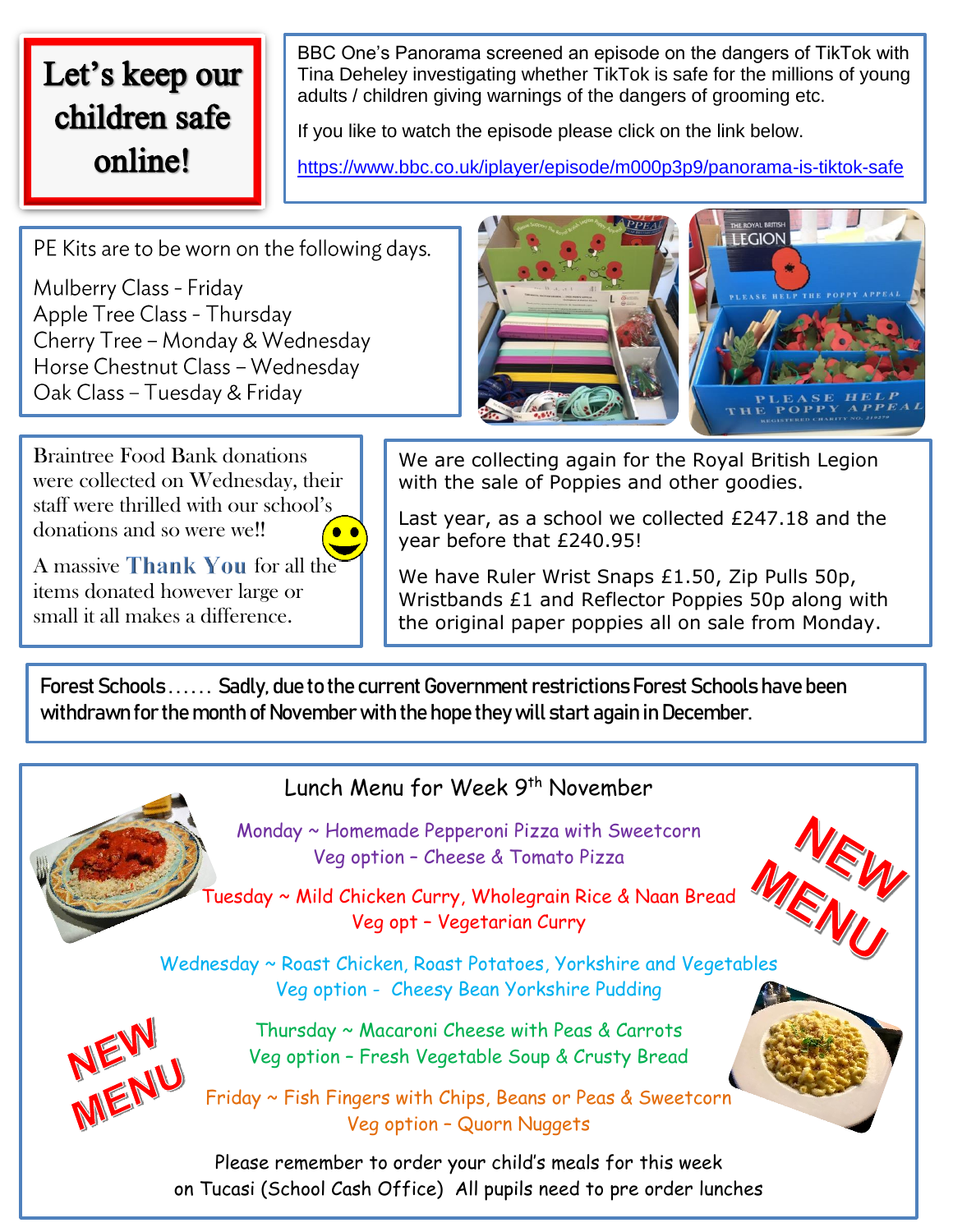## Let's keep our children safe online!

BBC One's Panorama screened an episode on the dangers of TikTok with Tina Deheley investigating whether TikTok is safe for the millions of young adults / children giving warnings of the dangers of grooming etc.

If you like to watch the episode please click on the link below.

https://www.bbc.co.uk/iplayer/episode/m000p3p9/panorama-is-tiktok-safe

PE Kits are to be worn on the following days.

Mulberry Class - Friday
Apple Tree Class - Thursday
Cherry Tree – Monday & Wednesday
Horse Chestnut Class – Wednesday
Oak Class – Tuesday & Friday

Braintree Food Bank donations were collected on Wednesday, their staff were thrilled with our school's donations and so were we!!

A massive **Thank You** for all the items donated however large or small it all makes a difference.

We are collecting again for the Royal British Legion with the sale of Poppies and other goodies.

Last year, as a school we collected £247.18 and the year before that £240.95!

We have Ruler Wrist Snaps £1.50, Zip Pulls 50p, Wristbands £1 and Reflector Poppies 50p along with the original paper poppies all on sale from Monday.

**Forest Schools…… Sadly, due to the current Government restrictions Forest Schools have been withdrawn for the month of November with the hope they will start again in December.**

### Lunch Menu for Week 9th November

NEW MENU

Monday ~ Homemade Pepperoni Pizza with Sweetcorn
Veg option – Cheese & Tomato Pizza

Tuesday ~ Mild Chicken Curry, Wholegrain Rice & Naan Bread
Veg opt – Vegetarian Curry

Wednesday ~ Roast Chicken, Roast Potatoes, Yorkshire and Vegetables
Veg option - Cheesy Bean Yorkshire Pudding

Thursday ~ Macaroni Cheese with Peas & Carrots
Veg option – Fresh Vegetable Soup & Crusty Bread

Friday ~ Fish Fingers with Chips, Beans or Peas & Sweetcorn
Veg option – Quorn Nuggets

Please remember to order your child's meals for this week on Tucasi (School Cash Office) All pupils need to pre order lunches